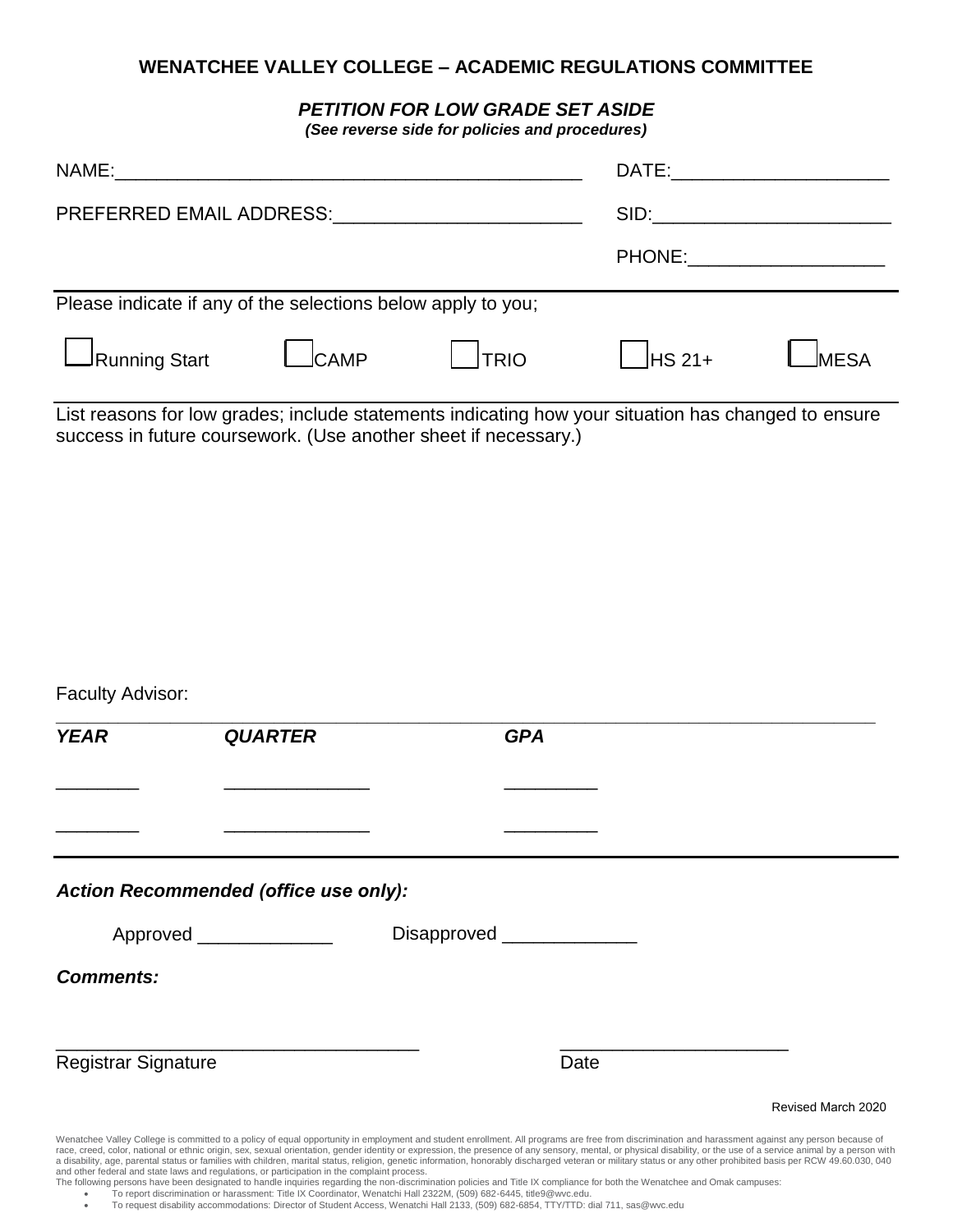# WENATCHEE VALLEY COLLEGE – ACADEMIC REGULATIONS COMMITTEE

## *PETITION FOR LOW GRADE SET ASIDE*

***(See reverse side for policies and procedures)***

NAME:_____________________________________________ DATE:____________________

PREFERRED EMAIL ADDRESS:________________________ SID:_______________________

PHONE:___________________

---

Please indicate if any of the selections below apply to you;

☐ Running Start ☐ CAMP ☐ TRIO ☐ HS 21+ ☐ MESA

---

List reasons for low grades; include statements indicating how your situation has changed to ensure success in future coursework. (Use another sheet if necessary.)

Faculty Advisor: ___________________________________________________________________________

| ***YEAR*** | ***QUARTER*** | ***GPA*** |
|---|---|---|
| ________ | ______________ | _________ |
| ________ | ______________ | _________ |

---

***Action Recommended (office use only):***

Approved _____________ Disapproved _____________

***Comments:***

___________________________________ ______________________

Registrar Signature Date

Revised March 2020

Wenatchee Valley College is committed to a policy of equal opportunity in employment and student enrollment. All programs are free from discrimination and harassment against any person because of race, creed, color, national or ethnic origin, sex, sexual orientation, gender identity or expression, the presence of any sensory, mental, or physical disability, or the use of a service animal by a person with a disability, age, parental status or families with children, marital status, religion, genetic information, honorably discharged veteran or military status or any other prohibited basis per RCW 49.60.030, 040 and other federal and state laws and regulations, or participation in the complaint process.
The following persons have been designated to handle inquiries regarding the non-discrimination policies and Title IX compliance for both the Wenatchee and Omak campuses:

- To report discrimination or harassment: Title IX Coordinator, Wenatchi Hall 2322M, (509) 682-6445, title9@wvc.edu.
- To request disability accommodations: Director of Student Access, Wenatchi Hall 2133, (509) 682-6854, TTY/TTD: dial 711, sas@wvc.edu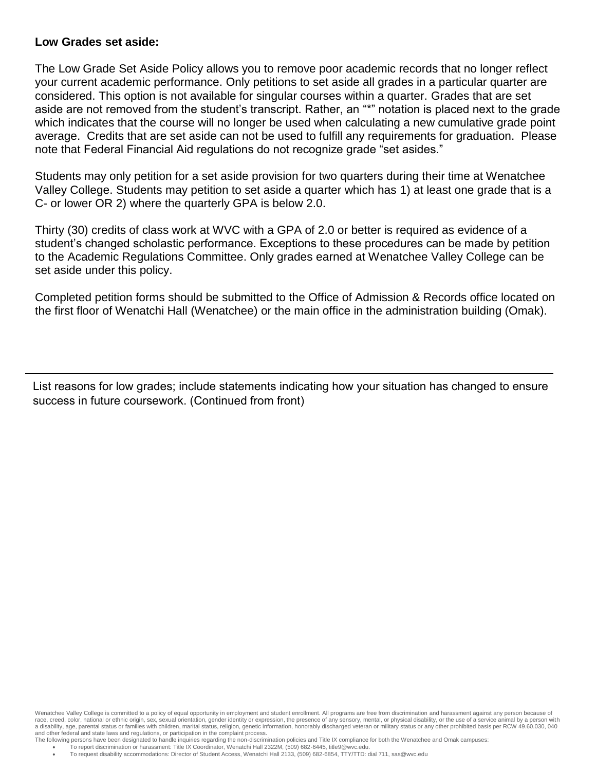**Low Grades set aside:**

The Low Grade Set Aside Policy allows you to remove poor academic records that no longer reflect your current academic performance. Only petitions to set aside all grades in a particular quarter are considered. This option is not available for singular courses within a quarter. Grades that are set aside are not removed from the student's transcript. Rather, an "*" notation is placed next to the grade which indicates that the course will no longer be used when calculating a new cumulative grade point average. Credits that are set aside can not be used to fulfill any requirements for graduation. Please note that Federal Financial Aid regulations do not recognize grade "set asides."

Students may only petition for a set aside provision for two quarters during their time at Wenatchee Valley College. Students may petition to set aside a quarter which has 1) at least one grade that is a C- or lower OR 2) where the quarterly GPA is below 2.0.

Thirty (30) credits of class work at WVC with a GPA of 2.0 or better is required as evidence of a student's changed scholastic performance. Exceptions to these procedures can be made by petition to the Academic Regulations Committee. Only grades earned at Wenatchee Valley College can be set aside under this policy.

Completed petition forms should be submitted to the Office of Admission & Records office located on the first floor of Wenatchi Hall (Wenatchee) or the main office in the administration building (Omak).

---

List reasons for low grades; include statements indicating how your situation has changed to ensure success in future coursework. (Continued from front)

Wenatchee Valley College is committed to a policy of equal opportunity in employment and student enrollment. All programs are free from discrimination and harassment against any person because of race, creed, color, national or ethnic origin, sex, sexual orientation, gender identity or expression, the presence of any sensory, mental, or physical disability, or the use of a service animal by a person with a disability, age, parental status or families with children, marital status, religion, genetic information, honorably discharged veteran or military status or any other prohibited basis per RCW 49.60.030, 040 and other federal and state laws and regulations, or participation in the complaint process.
The following persons have been designated to handle inquiries regarding the non-discrimination policies and Title IX compliance for both the Wenatchee and Omak campuses:

- To report discrimination or harassment: Title IX Coordinator, Wenatchi Hall 2322M, (509) 682-6445, title9@wvc.edu.
- To request disability accommodations: Director of Student Access, Wenatchi Hall 2133, (509) 682-6854, TTY/TTD: dial 711, sas@wvc.edu